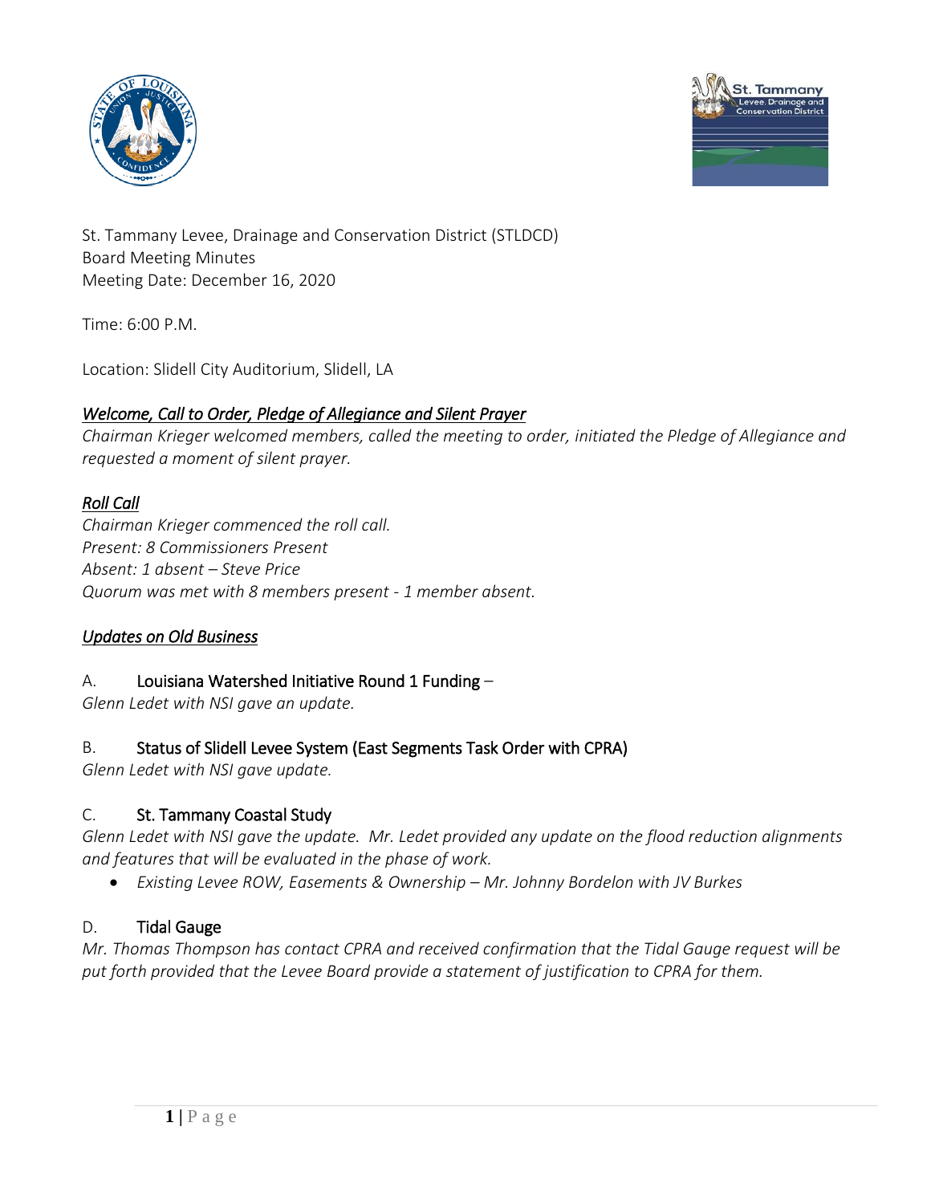St. Tammany Levee, Drainage and Conservation District (STLDCD)
Board Meeting Minutes
Meeting Date: December 16, 2020

Time: 6:00 P.M.

Location: Slidell City Auditorium, Slidell, LA

***Welcome, Call to Order, Pledge of Allegiance and Silent Prayer***

*Chairman Krieger welcomed members, called the meeting to order, initiated the Pledge of Allegiance and requested a moment of silent prayer.*

***Roll Call***

*Chairman Krieger commenced the roll call.*
*Present: 8 Commissioners Present*
*Absent: 1 absent – Steve Price*
*Quorum was met with 8 members present - 1 member absent.*

***Updates on Old Business***

A. **Louisiana Watershed Initiative Round 1 Funding** –
*Glenn Ledet with NSI gave an update.*

B. **Status of Slidell Levee System (East Segments Task Order with CPRA)**
*Glenn Ledet with NSI gave update.*

C. **St. Tammany Coastal Study**
*Glenn Ledet with NSI gave the update. Mr. Ledet provided any update on the flood reduction alignments and features that will be evaluated in the phase of work.*

- *Existing Levee ROW, Easements & Ownership – Mr. Johnny Bordelon with JV Burkes*

D. **Tidal Gauge**
*Mr. Thomas Thompson has contact CPRA and received confirmation that the Tidal Gauge request will be put forth provided that the Levee Board provide a statement of justification to CPRA for them.*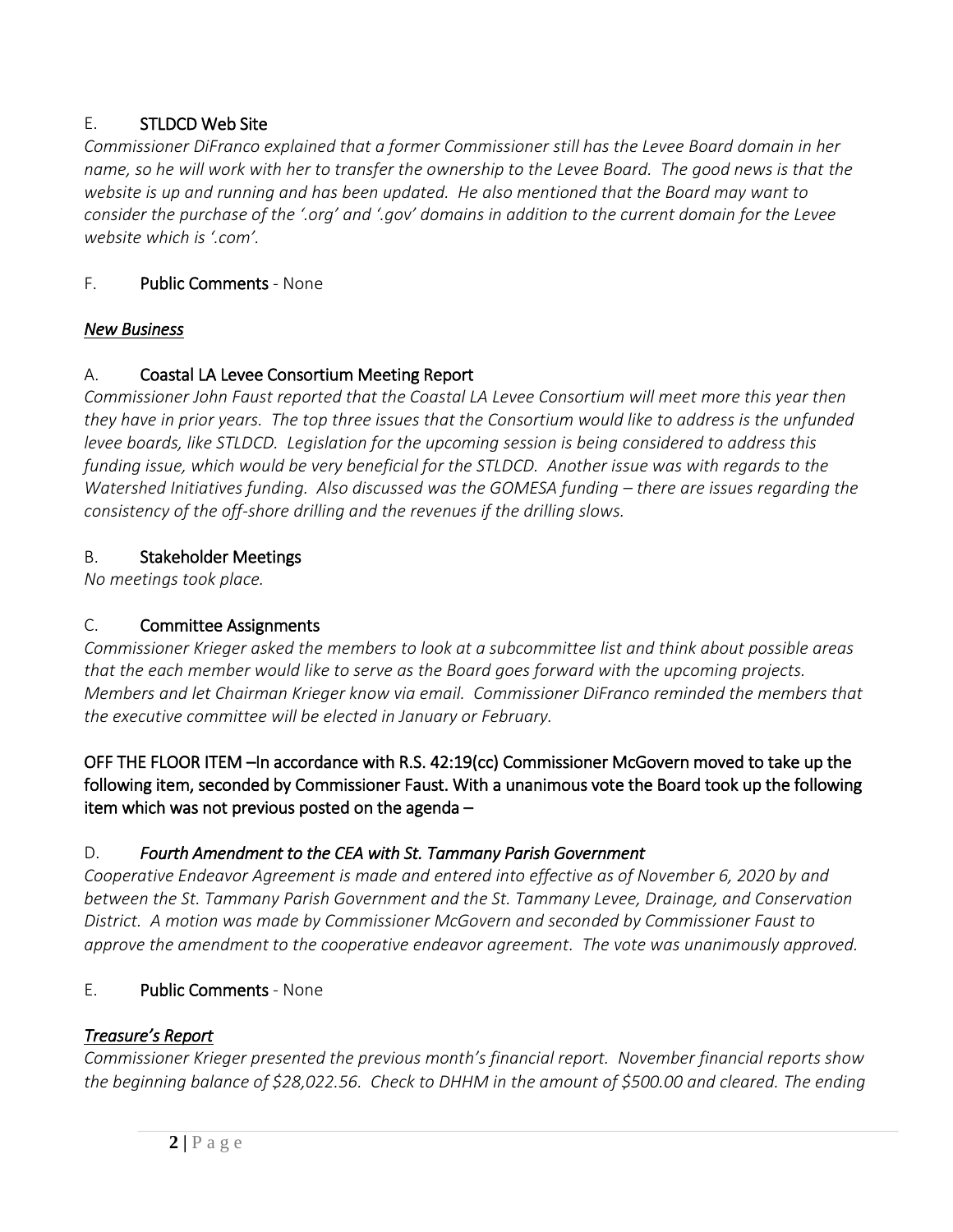E. **STLDCD Web Site**

*Commissioner DiFranco explained that a former Commissioner still has the Levee Board domain in her name, so he will work with her to transfer the ownership to the Levee Board. The good news is that the website is up and running and has been updated. He also mentioned that the Board may want to consider the purchase of the '.org' and '.gov' domains in addition to the current domain for the Levee website which is '.com'.*

F. **Public Comments** - None

## ***New Business***

A. **Coastal LA Levee Consortium Meeting Report**

*Commissioner John Faust reported that the Coastal LA Levee Consortium will meet more this year then they have in prior years. The top three issues that the Consortium would like to address is the unfunded levee boards, like STLDCD. Legislation for the upcoming session is being considered to address this funding issue, which would be very beneficial for the STLDCD. Another issue was with regards to the Watershed Initiatives funding. Also discussed was the GOMESA funding – there are issues regarding the consistency of the off-shore drilling and the revenues if the drilling slows.*

B. **Stakeholder Meetings**

*No meetings took place.*

C. **Committee Assignments**

*Commissioner Krieger asked the members to look at a subcommittee list and think about possible areas that the each member would like to serve as the Board goes forward with the upcoming projects. Members and let Chairman Krieger know via email. Commissioner DiFranco reminded the members that the executive committee will be elected in January or February.*

**OFF THE FLOOR ITEM –In accordance with R.S. 42:19(cc) Commissioner McGovern moved to take up the following item, seconded by Commissioner Faust. With a unanimous vote the Board took up the following item which was not previous posted on the agenda –**

D. ***Fourth Amendment to the CEA with St. Tammany Parish Government***

*Cooperative Endeavor Agreement is made and entered into effective as of November 6, 2020 by and between the St. Tammany Parish Government and the St. Tammany Levee, Drainage, and Conservation District. A motion was made by Commissioner McGovern and seconded by Commissioner Faust to approve the amendment to the cooperative endeavor agreement. The vote was unanimously approved.*

E. **Public Comments** - None

## ***Treasure's Report***

*Commissioner Krieger presented the previous month's financial report. November financial reports show the beginning balance of $28,022.56. Check to DHHM in the amount of $500.00 and cleared. The ending*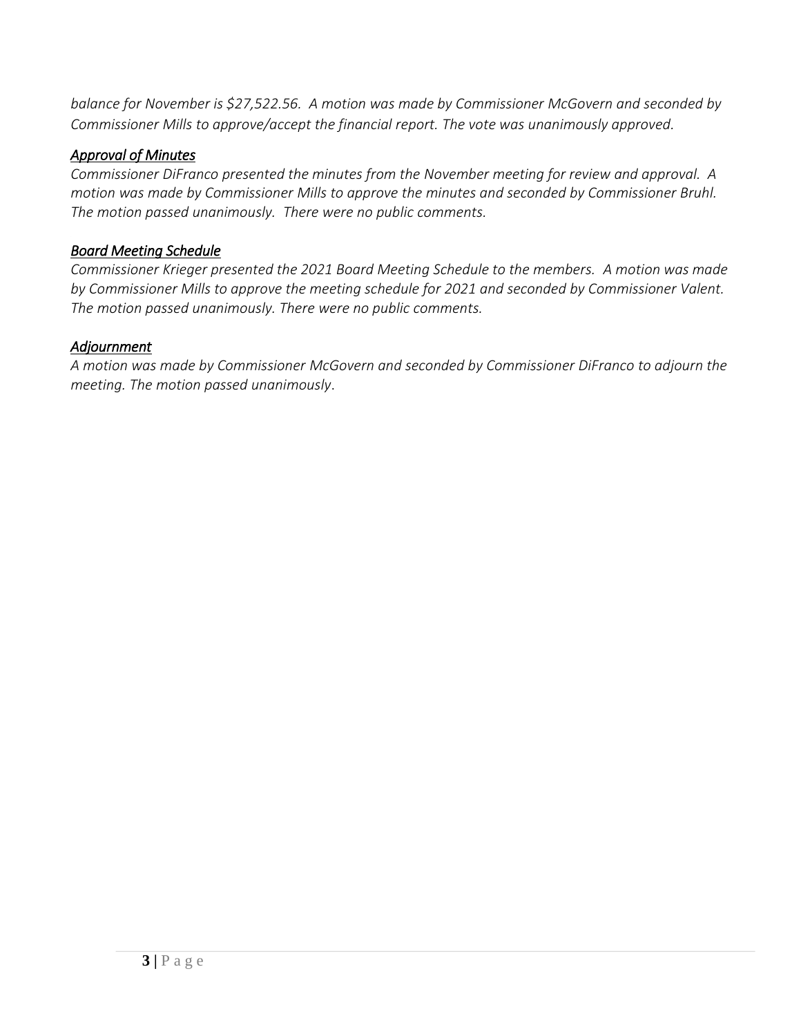*balance for November is $27,522.56. A motion was made by Commissioner McGovern and seconded by Commissioner Mills to approve/accept the financial report. The vote was unanimously approved.*

***Approval of Minutes***

*Commissioner DiFranco presented the minutes from the November meeting for review and approval. A motion was made by Commissioner Mills to approve the minutes and seconded by Commissioner Bruhl. The motion passed unanimously. There were no public comments.*

***Board Meeting Schedule***

*Commissioner Krieger presented the 2021 Board Meeting Schedule to the members. A motion was made by Commissioner Mills to approve the meeting schedule for 2021 and seconded by Commissioner Valent. The motion passed unanimously. There were no public comments.*

***Adjournment***

*A motion was made by Commissioner McGovern and seconded by Commissioner DiFranco to adjourn the meeting. The motion passed unanimously.*